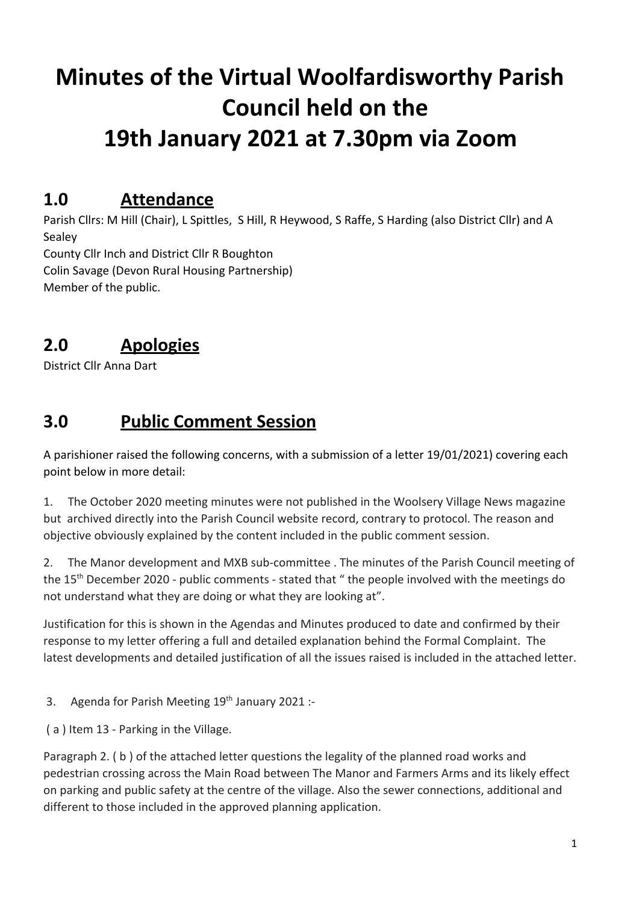# Minutes of the Virtual Woolfardisworthy Parish Council held on the 19th January 2021 at 7.30pm via Zoom

## 1.0 Attendance

Parish Cllrs: M Hill (Chair), L Spittles, S Hill, R Heywood, S Raffe, S Harding (also District Cllr) and A Sealey
County Cllr Inch and District Cllr R Boughton
Colin Savage (Devon Rural Housing Partnership)
Member of the public.

## 2.0 Apologies

District Cllr Anna Dart

## 3.0 Public Comment Session

A parishioner raised the following concerns, with a submission of a letter 19/01/2021) covering each point below in more detail:

1. The October 2020 meeting minutes were not published in the Woolsery Village News magazine but archived directly into the Parish Council website record, contrary to protocol. The reason and objective obviously explained by the content included in the public comment session.

2. The Manor development and MXB sub-committee . The minutes of the Parish Council meeting of the 15th December 2020 - public comments - stated that " the people involved with the meetings do not understand what they are doing or what they are looking at".

Justification for this is shown in the Agendas and Minutes produced to date and confirmed by their response to my letter offering a full and detailed explanation behind the Formal Complaint. The latest developments and detailed justification of all the issues raised is included in the attached letter.

3. Agenda for Parish Meeting 19th January 2021 :-

( a ) Item 13 - Parking in the Village.

Paragraph 2. ( b ) of the attached letter questions the legality of the planned road works and pedestrian crossing across the Main Road between The Manor and Farmers Arms and its likely effect on parking and public safety at the centre of the village. Also the sewer connections, additional and different to those included in the approved planning application.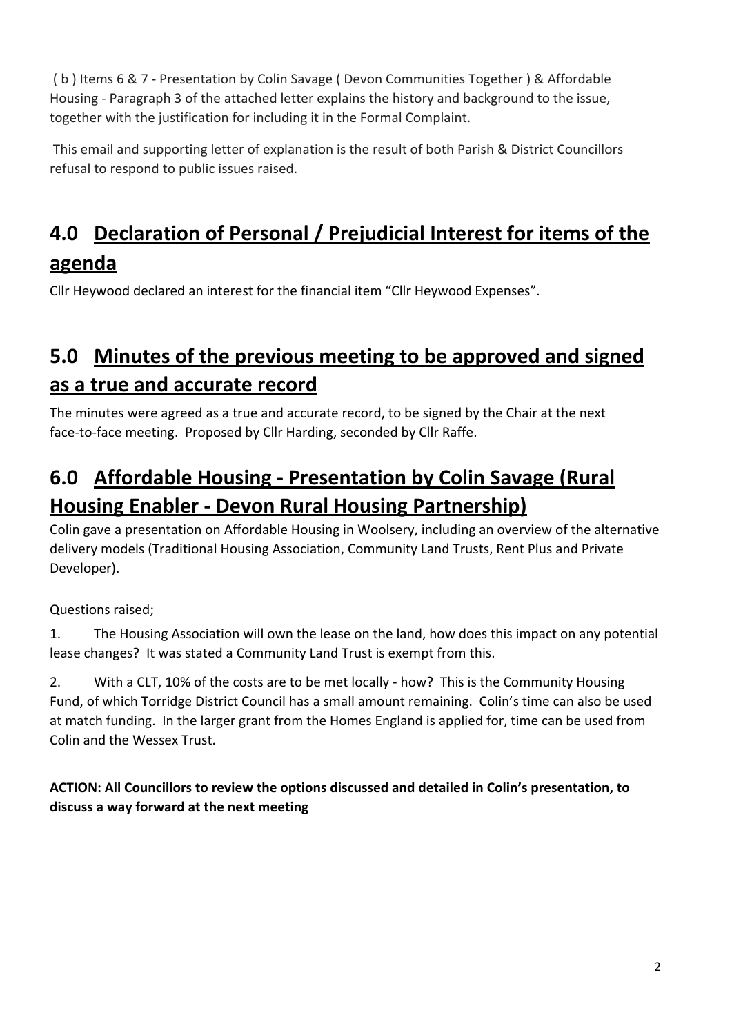( b ) Items 6 & 7 - Presentation by Colin Savage ( Devon Communities Together ) & Affordable Housing - Paragraph 3 of the attached letter explains the history and background to the issue, together with the justification for including it in the Formal Complaint.

This email and supporting letter of explanation is the result of both Parish & District Councillors refusal to respond to public issues raised.

## 4.0 Declaration of Personal / Prejudicial Interest for items of the agenda

Cllr Heywood declared an interest for the financial item "Cllr Heywood Expenses".

## 5.0 Minutes of the previous meeting to be approved and signed as a true and accurate record

The minutes were agreed as a true and accurate record, to be signed by the Chair at the next face-to-face meeting. Proposed by Cllr Harding, seconded by Cllr Raffe.

## 6.0 Affordable Housing - Presentation by Colin Savage (Rural Housing Enabler - Devon Rural Housing Partnership)

Colin gave a presentation on Affordable Housing in Woolsery, including an overview of the alternative delivery models (Traditional Housing Association, Community Land Trusts, Rent Plus and Private Developer).

Questions raised;

1. The Housing Association will own the lease on the land, how does this impact on any potential lease changes? It was stated a Community Land Trust is exempt from this.

2. With a CLT, 10% of the costs are to be met locally - how? This is the Community Housing Fund, of which Torridge District Council has a small amount remaining. Colin's time can also be used at match funding. In the larger grant from the Homes England is applied for, time can be used from Colin and the Wessex Trust.

**ACTION: All Councillors to review the options discussed and detailed in Colin's presentation, to discuss a way forward at the next meeting**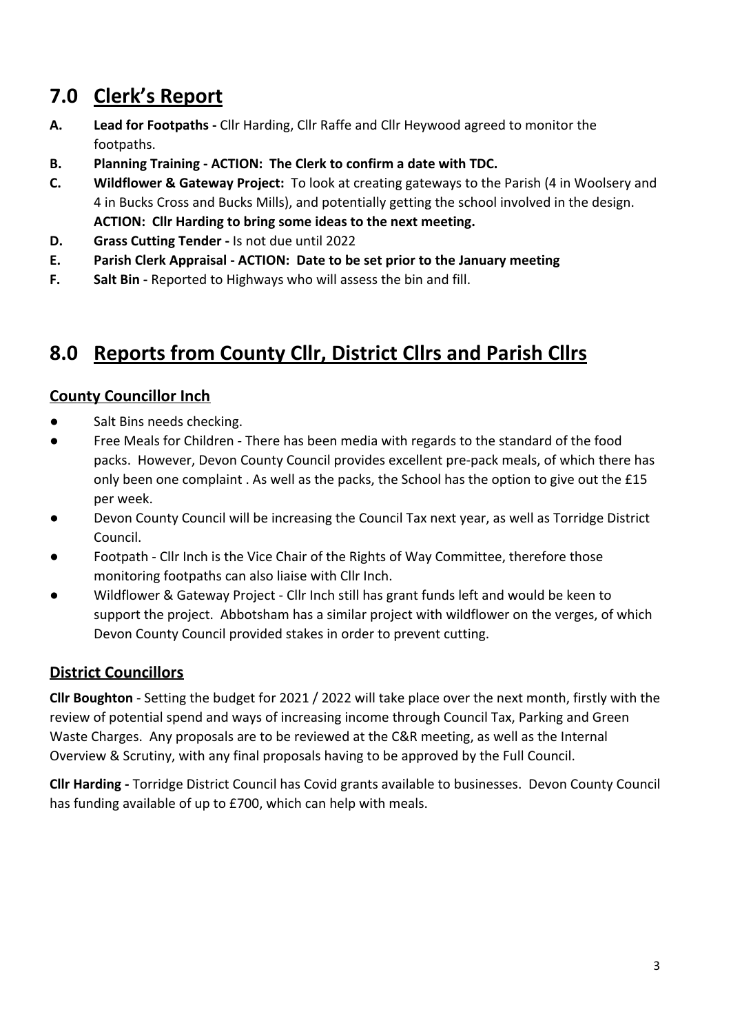## 7.0 Clerk's Report

**A.** **Lead for Footpaths -** Cllr Harding, Cllr Raffe and Cllr Heywood agreed to monitor the footpaths.

**B.** **Planning Training - ACTION: The Clerk to confirm a date with TDC.**

**C.** **Wildflower & Gateway Project:** To look at creating gateways to the Parish (4 in Woolsery and 4 in Bucks Cross and Bucks Mills), and potentially getting the school involved in the design. **ACTION: Cllr Harding to bring some ideas to the next meeting.**

**D.** **Grass Cutting Tender -** Is not due until 2022

**E.** **Parish Clerk Appraisal - ACTION: Date to be set prior to the January meeting**

**F.** **Salt Bin -** Reported to Highways who will assess the bin and fill.

## 8.0 Reports from County Cllr, District Cllrs and Parish Cllrs

### County Councillor Inch

- Salt Bins needs checking.
- Free Meals for Children - There has been media with regards to the standard of the food packs. However, Devon County Council provides excellent pre-pack meals, of which there has only been one complaint . As well as the packs, the School has the option to give out the £15 per week.
- Devon County Council will be increasing the Council Tax next year, as well as Torridge District Council.
- Footpath - Cllr Inch is the Vice Chair of the Rights of Way Committee, therefore those monitoring footpaths can also liaise with Cllr Inch.
- Wildflower & Gateway Project - Cllr Inch still has grant funds left and would be keen to support the project. Abbotsham has a similar project with wildflower on the verges, of which Devon County Council provided stakes in order to prevent cutting.

### District Councillors

**Cllr Boughton** - Setting the budget for 2021 / 2022 will take place over the next month, firstly with the review of potential spend and ways of increasing income through Council Tax, Parking and Green Waste Charges. Any proposals are to be reviewed at the C&R meeting, as well as the Internal Overview & Scrutiny, with any final proposals having to be approved by the Full Council.

**Cllr Harding -** Torridge District Council has Covid grants available to businesses. Devon County Council has funding available of up to £700, which can help with meals.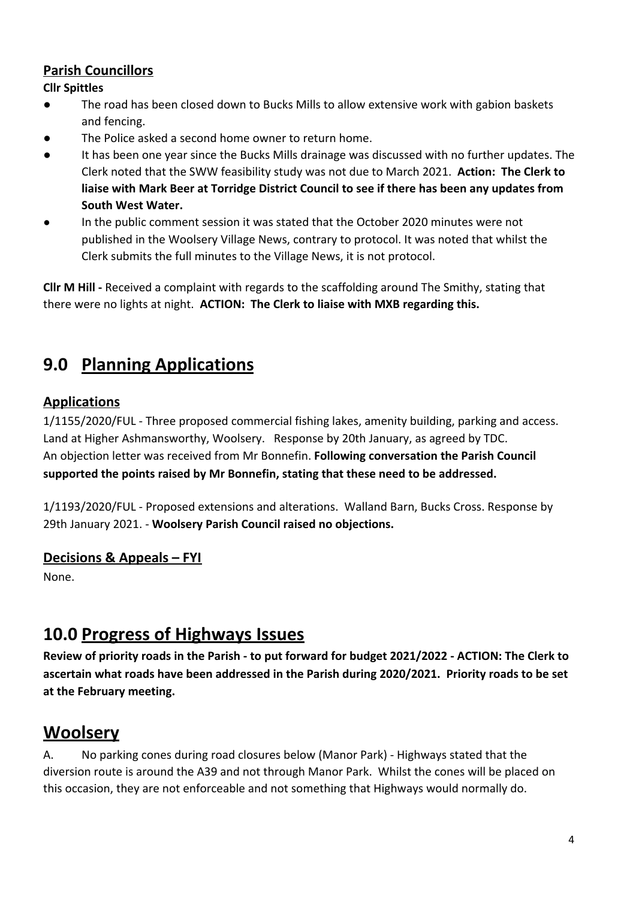### Parish Councillors

**Cllr Spittles**

- The road has been closed down to Bucks Mills to allow extensive work with gabion baskets and fencing.
- The Police asked a second home owner to return home.
- It has been one year since the Bucks Mills drainage was discussed with no further updates. The Clerk noted that the SWW feasibility study was not due to March 2021. **Action: The Clerk to liaise with Mark Beer at Torridge District Council to see if there has been any updates from South West Water.**
- In the public comment session it was stated that the October 2020 minutes were not published in the Woolsery Village News, contrary to protocol. It was noted that whilst the Clerk submits the full minutes to the Village News, it is not protocol.

**Cllr M Hill -** Received a complaint with regards to the scaffolding around The Smithy, stating that there were no lights at night. **ACTION: The Clerk to liaise with MXB regarding this.**

## 9.0 Planning Applications

### Applications

1/1155/2020/FUL - Three proposed commercial fishing lakes, amenity building, parking and access. Land at Higher Ashmansworthy, Woolsery. Response by 20th January, as agreed by TDC.
An objection letter was received from Mr Bonnefin. **Following conversation the Parish Council supported the points raised by Mr Bonnefin, stating that these need to be addressed.**

1/1193/2020/FUL - Proposed extensions and alterations. Walland Barn, Bucks Cross. Response by 29th January 2021. - **Woolsery Parish Council raised no objections.**

### Decisions & Appeals – FYI

None.

## 10.0 Progress of Highways Issues

**Review of priority roads in the Parish - to put forward for budget 2021/2022 - ACTION: The Clerk to ascertain what roads have been addressed in the Parish during 2020/2021. Priority roads to be set at the February meeting.**

## Woolsery

A. No parking cones during road closures below (Manor Park) - Highways stated that the diversion route is around the A39 and not through Manor Park. Whilst the cones will be placed on this occasion, they are not enforceable and not something that Highways would normally do.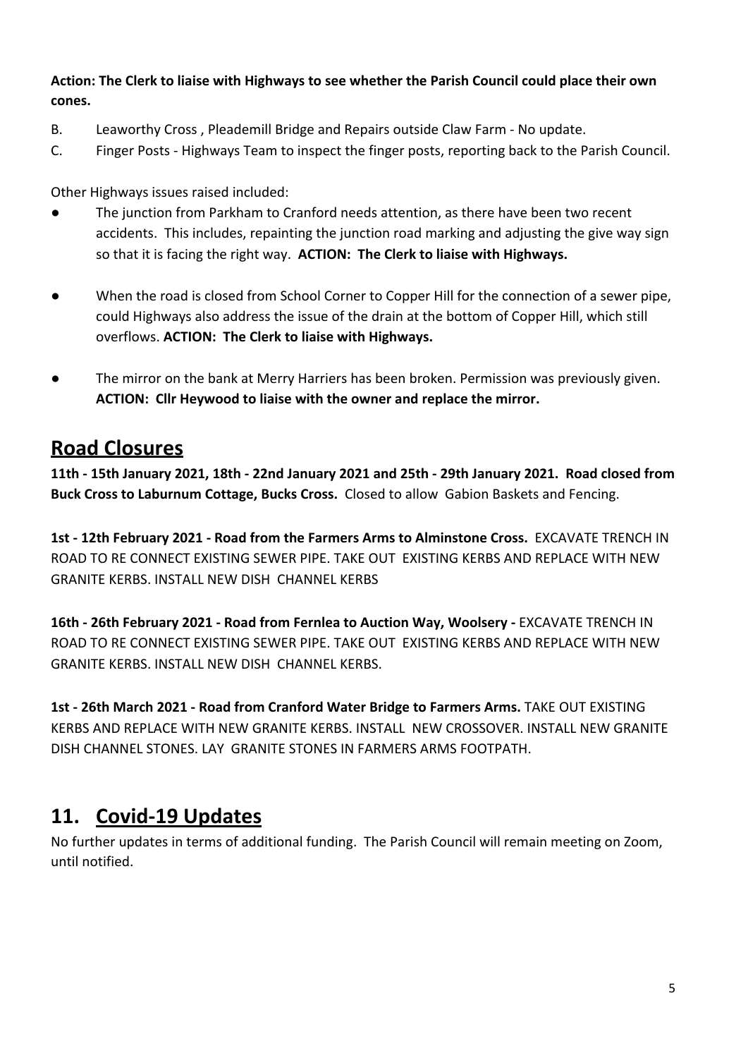**Action: The Clerk to liaise with Highways to see whether the Parish Council could place their own cones.**

B. Leaworthy Cross , Pleademill Bridge and Repairs outside Claw Farm - No update.

C. Finger Posts - Highways Team to inspect the finger posts, reporting back to the Parish Council.

Other Highways issues raised included:

- The junction from Parkham to Cranford needs attention, as there have been two recent accidents. This includes, repainting the junction road marking and adjusting the give way sign so that it is facing the right way. **ACTION: The Clerk to liaise with Highways.**
- When the road is closed from School Corner to Copper Hill for the connection of a sewer pipe, could Highways also address the issue of the drain at the bottom of Copper Hill, which still overflows. **ACTION: The Clerk to liaise with Highways.**
- The mirror on the bank at Merry Harriers has been broken. Permission was previously given. **ACTION: Cllr Heywood to liaise with the owner and replace the mirror.**

## Road Closures

**11th - 15th January 2021, 18th - 22nd January 2021 and 25th - 29th January 2021. Road closed from Buck Cross to Laburnum Cottage, Bucks Cross.** Closed to allow Gabion Baskets and Fencing.

**1st - 12th February 2021 - Road from the Farmers Arms to Alminstone Cross.** EXCAVATE TRENCH IN ROAD TO RE CONNECT EXISTING SEWER PIPE. TAKE OUT EXISTING KERBS AND REPLACE WITH NEW GRANITE KERBS. INSTALL NEW DISH CHANNEL KERBS

**16th - 26th February 2021 - Road from Fernlea to Auction Way, Woolsery -** EXCAVATE TRENCH IN ROAD TO RE CONNECT EXISTING SEWER PIPE. TAKE OUT EXISTING KERBS AND REPLACE WITH NEW GRANITE KERBS. INSTALL NEW DISH CHANNEL KERBS.

**1st - 26th March 2021 - Road from Cranford Water Bridge to Farmers Arms.** TAKE OUT EXISTING KERBS AND REPLACE WITH NEW GRANITE KERBS. INSTALL NEW CROSSOVER. INSTALL NEW GRANITE DISH CHANNEL STONES. LAY GRANITE STONES IN FARMERS ARMS FOOTPATH.

## 11. Covid-19 Updates

No further updates in terms of additional funding. The Parish Council will remain meeting on Zoom, until notified.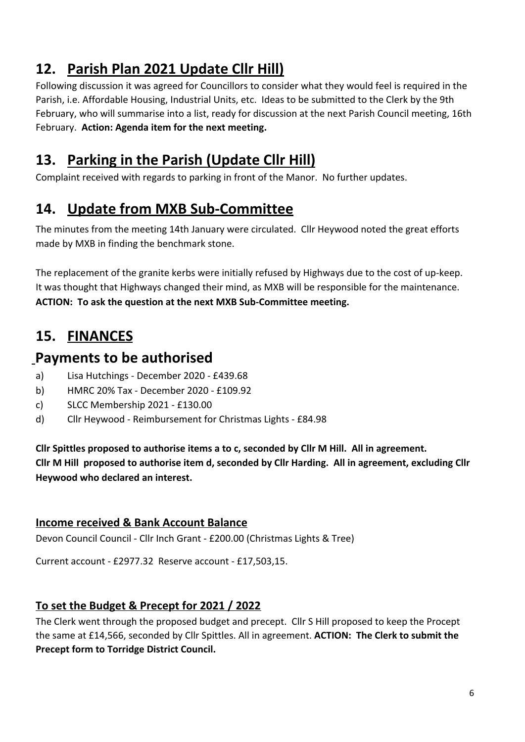## 12. Parish Plan 2021 Update Cllr Hill)

Following discussion it was agreed for Councillors to consider what they would feel is required in the Parish, i.e. Affordable Housing, Industrial Units, etc. Ideas to be submitted to the Clerk by the 9th February, who will summarise into a list, ready for discussion at the next Parish Council meeting, 16th February. **Action: Agenda item for the next meeting.**

## 13. Parking in the Parish (Update Cllr Hill)

Complaint received with regards to parking in front of the Manor. No further updates.

## 14. Update from MXB Sub-Committee

The minutes from the meeting 14th January were circulated. Cllr Heywood noted the great efforts made by MXB in finding the benchmark stone.

The replacement of the granite kerbs were initially refused by Highways due to the cost of up-keep. It was thought that Highways changed their mind, as MXB will be responsible for the maintenance. **ACTION: To ask the question at the next MXB Sub-Committee meeting.**

## 15. FINANCES

## Payments to be authorised

a) Lisa Hutchings - December 2020 - £439.68

b) HMRC 20% Tax - December 2020 - £109.92

c) SLCC Membership 2021 - £130.00

d) Cllr Heywood - Reimbursement for Christmas Lights - £84.98

**Cllr Spittles proposed to authorise items a to c, seconded by Cllr M Hill. All in agreement.**
**Cllr M Hill proposed to authorise item d, seconded by Cllr Harding. All in agreement, excluding Cllr Heywood who declared an interest.**

### Income received & Bank Account Balance

Devon Council Council - Cllr Inch Grant - £200.00 (Christmas Lights & Tree)

Current account - £2977.32 Reserve account - £17,503,15.

### To set the Budget & Precept for 2021 / 2022

The Clerk went through the proposed budget and precept. Cllr S Hill proposed to keep the Procept the same at £14,566, seconded by Cllr Spittles. All in agreement. **ACTION: The Clerk to submit the Precept form to Torridge District Council.**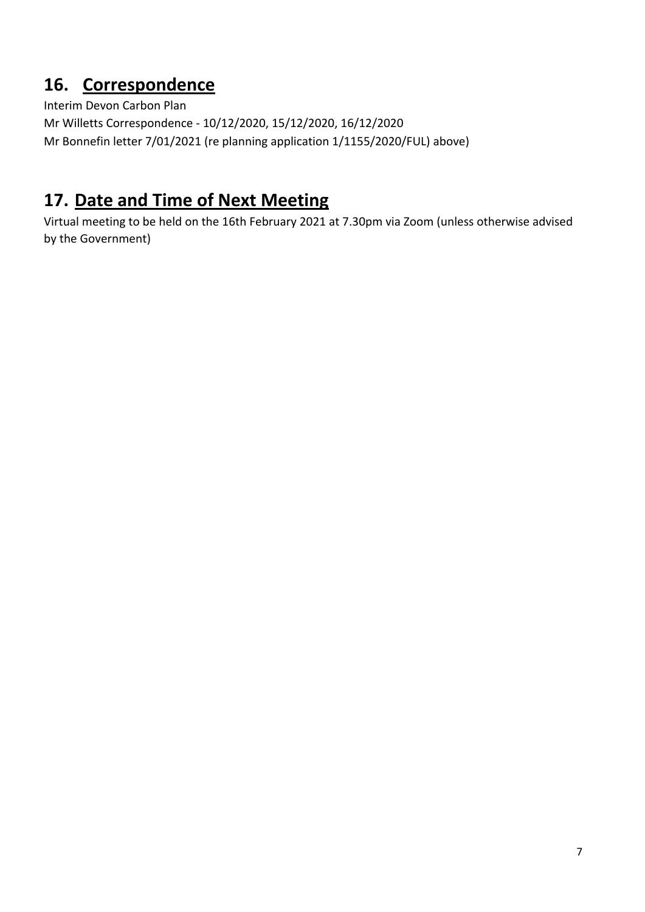## 16. Correspondence

Interim Devon Carbon Plan

Mr Willetts Correspondence - 10/12/2020, 15/12/2020, 16/12/2020

Mr Bonnefin letter 7/01/2021 (re planning application 1/1155/2020/FUL) above)

## 17. Date and Time of Next Meeting

Virtual meeting to be held on the 16th February 2021 at 7.30pm via Zoom (unless otherwise advised by the Government)